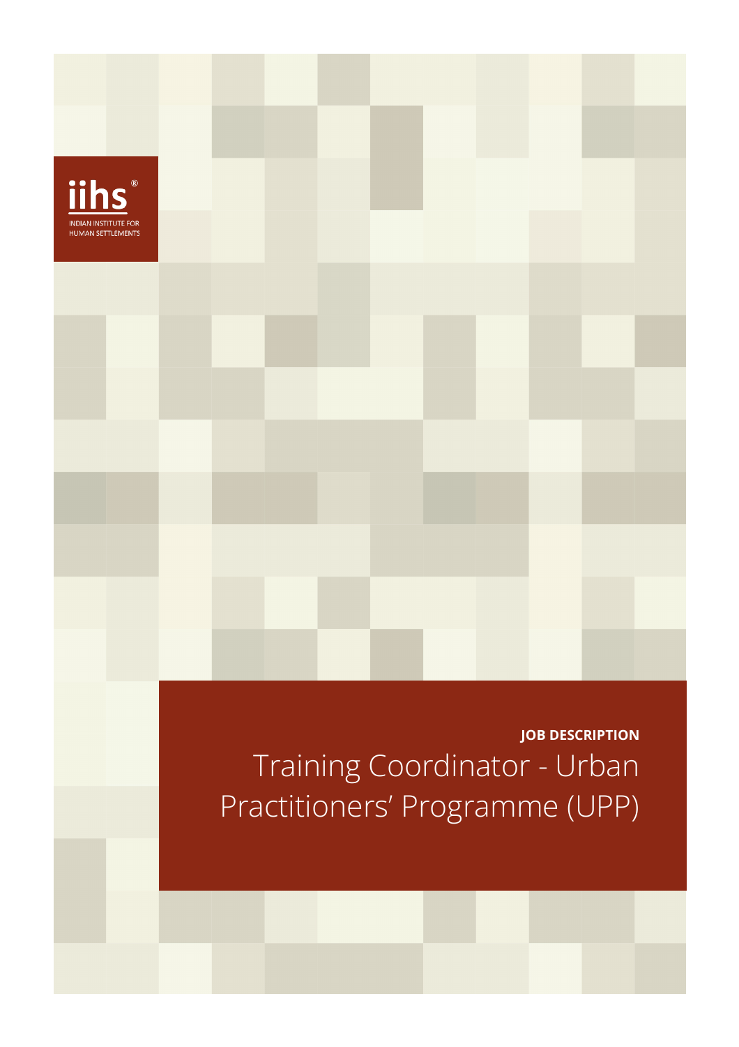iihs®

INDIAN INSTITUTE FOR HUMAN SETTLEMENTS

**JOB DESCRIPTION**

# Training Coordinator - Urban Practitioners' Programme (UPP)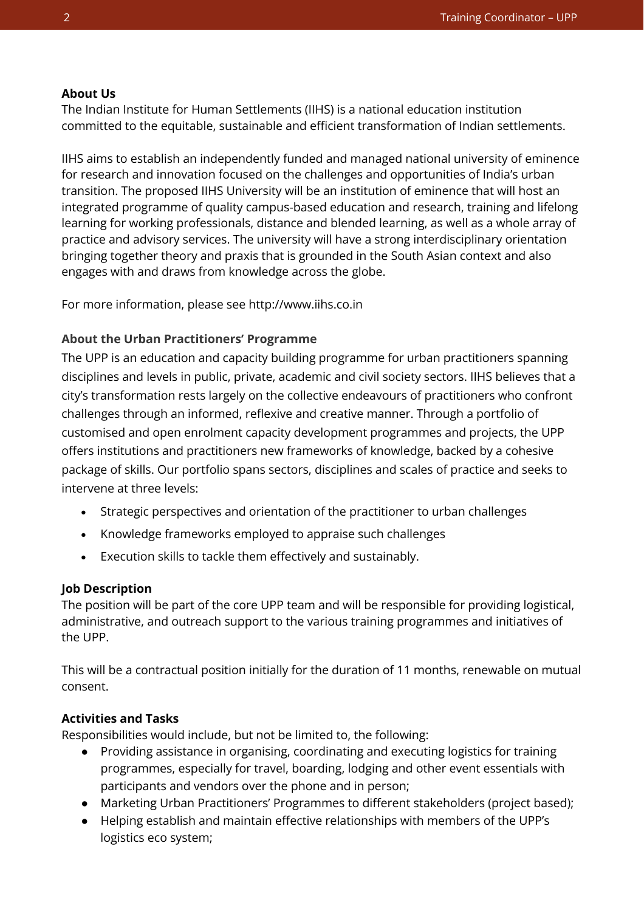## About Us

The Indian Institute for Human Settlements (IIHS) is a national education institution committed to the equitable, sustainable and efficient transformation of Indian settlements.

IIHS aims to establish an independently funded and managed national university of eminence for research and innovation focused on the challenges and opportunities of India's urban transition. The proposed IIHS University will be an institution of eminence that will host an integrated programme of quality campus-based education and research, training and lifelong learning for working professionals, distance and blended learning, as well as a whole array of practice and advisory services. The university will have a strong interdisciplinary orientation bringing together theory and praxis that is grounded in the South Asian context and also engages with and draws from knowledge across the globe.

For more information, please see http://www.iihs.co.in

### About the Urban Practitioners' Programme

The UPP is an education and capacity building programme for urban practitioners spanning disciplines and levels in public, private, academic and civil society sectors. IIHS believes that a city's transformation rests largely on the collective endeavours of practitioners who confront challenges through an informed, reflexive and creative manner. Through a portfolio of customised and open enrolment capacity development programmes and projects, the UPP offers institutions and practitioners new frameworks of knowledge, backed by a cohesive package of skills. Our portfolio spans sectors, disciplines and scales of practice and seeks to intervene at three levels:

- Strategic perspectives and orientation of the practitioner to urban challenges
- Knowledge frameworks employed to appraise such challenges
- Execution skills to tackle them effectively and sustainably.

## Job Description

The position will be part of the core UPP team and will be responsible for providing logistical, administrative, and outreach support to the various training programmes and initiatives of the UPP.

This will be a contractual position initially for the duration of 11 months, renewable on mutual consent.

## Activities and Tasks

Responsibilities would include, but not be limited to, the following:

- Providing assistance in organising, coordinating and executing logistics for training programmes, especially for travel, boarding, lodging and other event essentials with participants and vendors over the phone and in person;
- Marketing Urban Practitioners' Programmes to different stakeholders (project based);
- Helping establish and maintain effective relationships with members of the UPP's logistics eco system;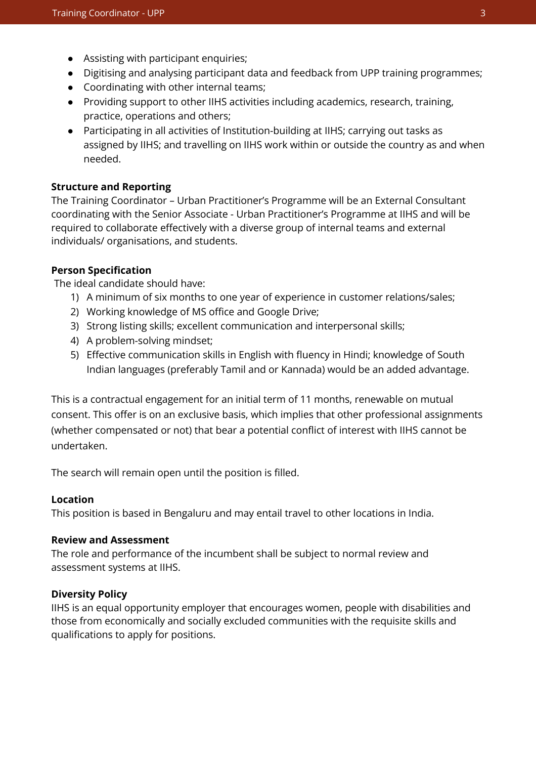- Assisting with participant enquiries;
- Digitising and analysing participant data and feedback from UPP training programmes;
- Coordinating with other internal teams;
- Providing support to other IIHS activities including academics, research, training, practice, operations and others;
- Participating in all activities of Institution-building at IIHS; carrying out tasks as assigned by IIHS; and travelling on IIHS work within or outside the country as and when needed.

**Structure and Reporting**

The Training Coordinator – Urban Practitioner's Programme will be an External Consultant coordinating with the Senior Associate - Urban Practitioner's Programme at IIHS and will be required to collaborate effectively with a diverse group of internal teams and external individuals/ organisations, and students.

**Person Specification**

The ideal candidate should have:

1) A minimum of six months to one year of experience in customer relations/sales;
2) Working knowledge of MS office and Google Drive;
3) Strong listing skills; excellent communication and interpersonal skills;
4) A problem-solving mindset;
5) Effective communication skills in English with fluency in Hindi; knowledge of South Indian languages (preferably Tamil and or Kannada) would be an added advantage.

This is a contractual engagement for an initial term of 11 months, renewable on mutual consent. This offer is on an exclusive basis, which implies that other professional assignments (whether compensated or not) that bear a potential conflict of interest with IIHS cannot be undertaken.

The search will remain open until the position is filled.

**Location**

This position is based in Bengaluru and may entail travel to other locations in India.

**Review and Assessment**

The role and performance of the incumbent shall be subject to normal review and assessment systems at IIHS.

**Diversity Policy**

IIHS is an equal opportunity employer that encourages women, people with disabilities and those from economically and socially excluded communities with the requisite skills and qualifications to apply for positions.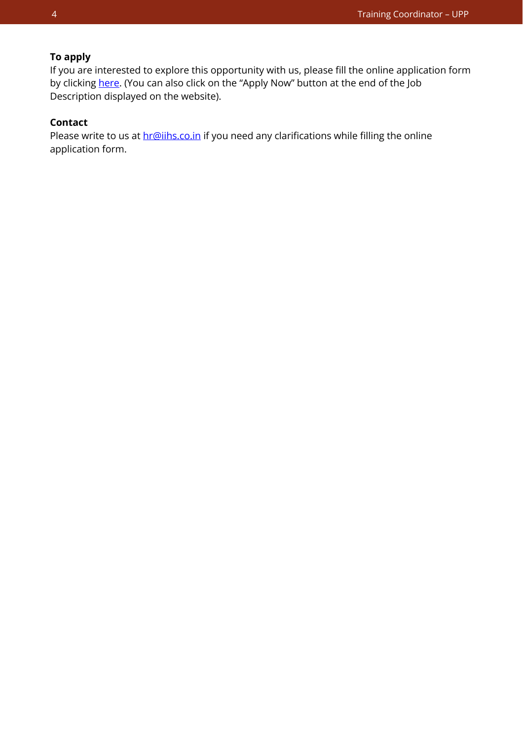**To apply**

If you are interested to explore this opportunity with us, please fill the online application form by clicking here. (You can also click on the "Apply Now" button at the end of the Job Description displayed on the website).

**Contact**

Please write to us at hr@iihs.co.in if you need any clarifications while filling the online application form.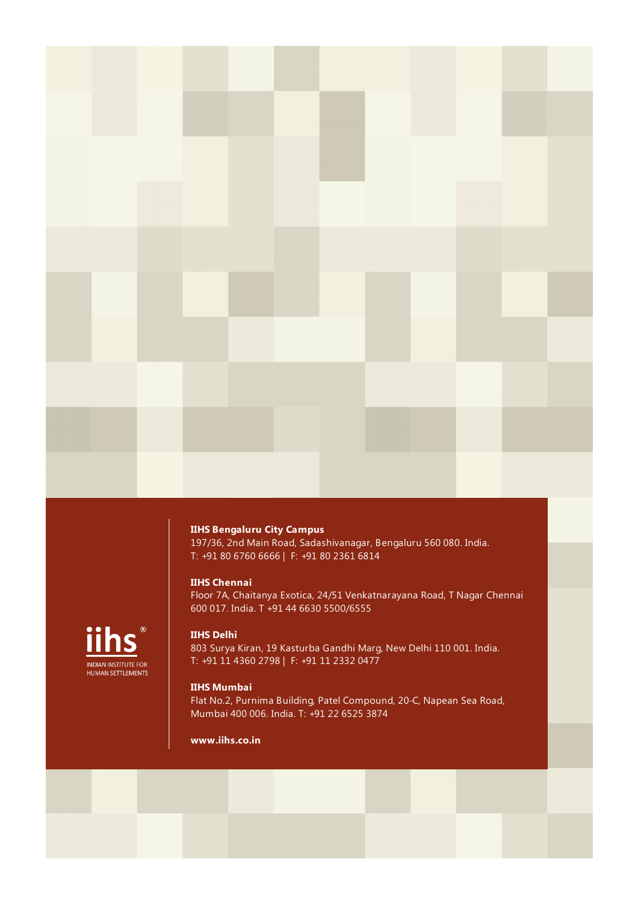iihs®
INDIAN INSTITUTE FOR HUMAN SETTLEMENTS

**IIHS Bengaluru City Campus**
197/36, 2nd Main Road, Sadashivanagar, Bengaluru 560 080. India.
T: +91 80 6760 6666 | F: +91 80 2361 6814

**IIHS Chennai**
Floor 7A, Chaitanya Exotica, 24/51 Venkatnarayana Road, T Nagar Chennai 600 017. India. T +91 44 6630 5500/6555

**IIHS Delhi**
803 Surya Kiran, 19 Kasturba Gandhi Marg, New Delhi 110 001. India.
T: +91 11 4360 2798 | F: +91 11 2332 0477

**IIHS Mumbai**
Flat No.2, Purnima Building, Patel Compound, 20-C, Napean Sea Road, Mumbai 400 006. India. T: +91 22 6525 3874

**www.iihs.co.in**